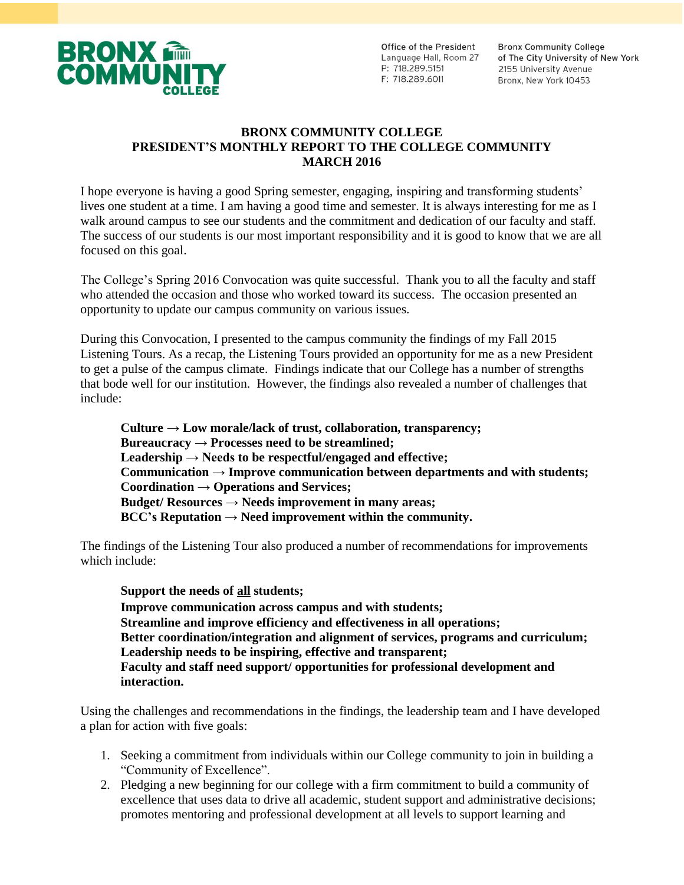BRONX COMMUNITY COLLEGE

Office of the President
Language Hall, Room 27
P: 718.289.5151
F: 718.289.6011

Bronx Community College
of The City University of New York
2155 University Avenue
Bronx, New York 10453

# BRONX COMMUNITY COLLEGE
# PRESIDENT'S MONTHLY REPORT TO THE COLLEGE COMMUNITY
# MARCH 2016

I hope everyone is having a good Spring semester, engaging, inspiring and transforming students' lives one student at a time. I am having a good time and semester. It is always interesting for me as I walk around campus to see our students and the commitment and dedication of our faculty and staff. The success of our students is our most important responsibility and it is good to know that we are all focused on this goal.

The College's Spring 2016 Convocation was quite successful. Thank you to all the faculty and staff who attended the occasion and those who worked toward its success. The occasion presented an opportunity to update our campus community on various issues.

During this Convocation, I presented to the campus community the findings of my Fall 2015 Listening Tours. As a recap, the Listening Tours provided an opportunity for me as a new President to get a pulse of the campus climate. Findings indicate that our College has a number of strengths that bode well for our institution. However, the findings also revealed a number of challenges that include:

> **Culture → Low morale/lack of trust, collaboration, transparency;**
> **Bureaucracy → Processes need to be streamlined;**
> **Leadership → Needs to be respectful/engaged and effective;**
> **Communication → Improve communication between departments and with students;**
> **Coordination → Operations and Services;**
> **Budget/ Resources → Needs improvement in many areas;**
> **BCC's Reputation → Need improvement within the community.**

The findings of the Listening Tour also produced a number of recommendations for improvements which include:

> **Support the needs of <u>all</u> students;**
> **Improve communication across campus and with students;**
> **Streamline and improve efficiency and effectiveness in all operations;**
> **Better coordination/integration and alignment of services, programs and curriculum;**
> **Leadership needs to be inspiring, effective and transparent;**
> **Faculty and staff need support/ opportunities for professional development and interaction.**

Using the challenges and recommendations in the findings, the leadership team and I have developed a plan for action with five goals:

1. Seeking a commitment from individuals within our College community to join in building a "Community of Excellence".
2. Pledging a new beginning for our college with a firm commitment to build a community of excellence that uses data to drive all academic, student support and administrative decisions; promotes mentoring and professional development at all levels to support learning and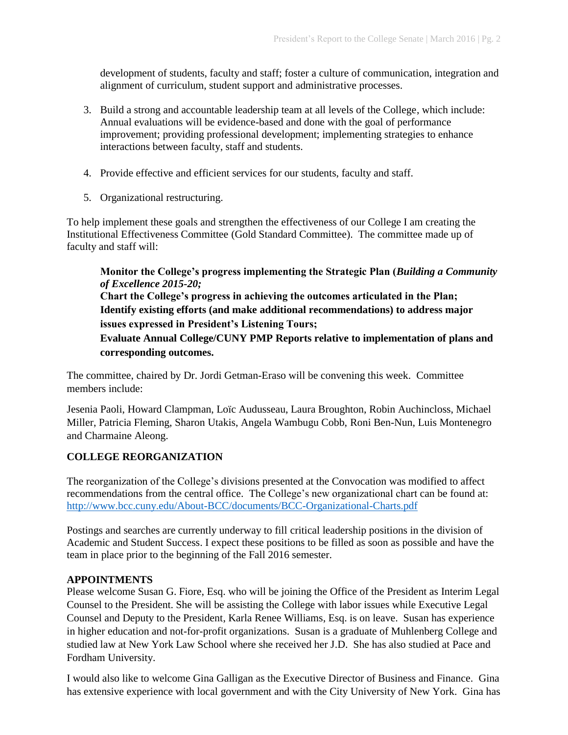development of students, faculty and staff; foster a culture of communication, integration and alignment of curriculum, student support and administrative processes.

3. Build a strong and accountable leadership team at all levels of the College, which include: Annual evaluations will be evidence-based and done with the goal of performance improvement; providing professional development; implementing strategies to enhance interactions between faculty, staff and students.

4. Provide effective and efficient services for our students, faculty and staff.

5. Organizational restructuring.

To help implement these goals and strengthen the effectiveness of our College I am creating the Institutional Effectiveness Committee (Gold Standard Committee). The committee made up of faculty and staff will:

> **Monitor the College's progress implementing the Strategic Plan (*Building a Community of Excellence 2015-20;***
> **Chart the College's progress in achieving the outcomes articulated in the Plan;**
> **Identify existing efforts (and make additional recommendations) to address major issues expressed in President's Listening Tours;**
> **Evaluate Annual College/CUNY PMP Reports relative to implementation of plans and corresponding outcomes.**

The committee, chaired by Dr. Jordi Getman-Eraso will be convening this week. Committee members include:

Jesenia Paoli, Howard Clampman, Loïc Audusseau, Laura Broughton, Robin Auchincloss, Michael Miller, Patricia Fleming, Sharon Utakis, Angela Wambugu Cobb, Roni Ben-Nun, Luis Montenegro and Charmaine Aleong.

**COLLEGE REORGANIZATION**

The reorganization of the College's divisions presented at the Convocation was modified to affect recommendations from the central office. The College's new organizational chart can be found at: http://www.bcc.cuny.edu/About-BCC/documents/BCC-Organizational-Charts.pdf

Postings and searches are currently underway to fill critical leadership positions in the division of Academic and Student Success. I expect these positions to be filled as soon as possible and have the team in place prior to the beginning of the Fall 2016 semester.

**APPOINTMENTS**

Please welcome Susan G. Fiore, Esq. who will be joining the Office of the President as Interim Legal Counsel to the President. She will be assisting the College with labor issues while Executive Legal Counsel and Deputy to the President, Karla Renee Williams, Esq. is on leave. Susan has experience in higher education and not-for-profit organizations. Susan is a graduate of Muhlenberg College and studied law at New York Law School where she received her J.D. She has also studied at Pace and Fordham University.

I would also like to welcome Gina Galligan as the Executive Director of Business and Finance. Gina has extensive experience with local government and with the City University of New York. Gina has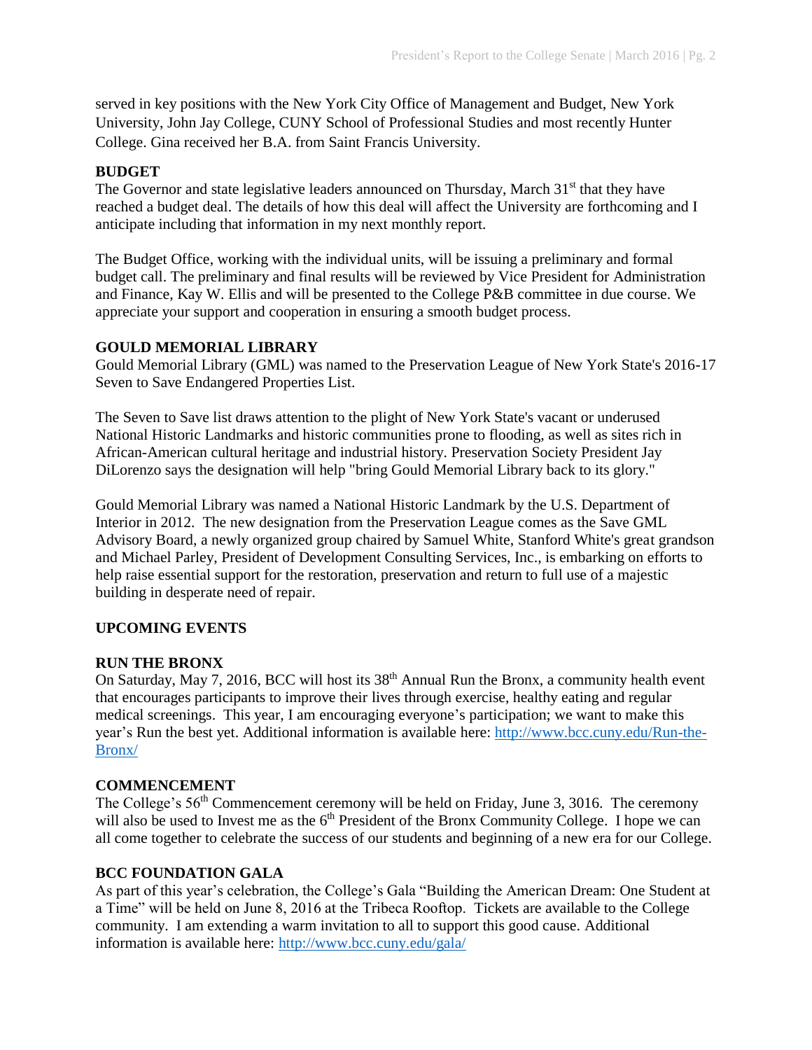served in key positions with the New York City Office of Management and Budget, New York University, John Jay College, CUNY School of Professional Studies and most recently Hunter College. Gina received her B.A. from Saint Francis University.

**BUDGET**

The Governor and state legislative leaders announced on Thursday, March 31st that they have reached a budget deal. The details of how this deal will affect the University are forthcoming and I anticipate including that information in my next monthly report.

The Budget Office, working with the individual units, will be issuing a preliminary and formal budget call. The preliminary and final results will be reviewed by Vice President for Administration and Finance, Kay W. Ellis and will be presented to the College P&B committee in due course. We appreciate your support and cooperation in ensuring a smooth budget process.

**GOULD MEMORIAL LIBRARY**

Gould Memorial Library (GML) was named to the Preservation League of New York State's 2016-17 Seven to Save Endangered Properties List.

The Seven to Save list draws attention to the plight of New York State's vacant or underused National Historic Landmarks and historic communities prone to flooding, as well as sites rich in African-American cultural heritage and industrial history. Preservation Society President Jay DiLorenzo says the designation will help "bring Gould Memorial Library back to its glory."

Gould Memorial Library was named a National Historic Landmark by the U.S. Department of Interior in 2012. The new designation from the Preservation League comes as the Save GML Advisory Board, a newly organized group chaired by Samuel White, Stanford White's great grandson and Michael Parley, President of Development Consulting Services, Inc., is embarking on efforts to help raise essential support for the restoration, preservation and return to full use of a majestic building in desperate need of repair.

**UPCOMING EVENTS**

**RUN THE BRONX**

On Saturday, May 7, 2016, BCC will host its 38th Annual Run the Bronx, a community health event that encourages participants to improve their lives through exercise, healthy eating and regular medical screenings. This year, I am encouraging everyone's participation; we want to make this year's Run the best yet. Additional information is available here: [http://www.bcc.cuny.edu/Run-the-Bronx/](http://www.bcc.cuny.edu/Run-the-Bronx/)

**COMMENCEMENT**

The College's 56th Commencement ceremony will be held on Friday, June 3, 3016. The ceremony will also be used to Invest me as the 6th President of the Bronx Community College. I hope we can all come together to celebrate the success of our students and beginning of a new era for our College.

**BCC FOUNDATION GALA**

As part of this year's celebration, the College's Gala "Building the American Dream: One Student at a Time" will be held on June 8, 2016 at the Tribeca Rooftop. Tickets are available to the College community. I am extending a warm invitation to all to support this good cause. Additional information is available here: [http://www.bcc.cuny.edu/gala/](http://www.bcc.cuny.edu/gala/)